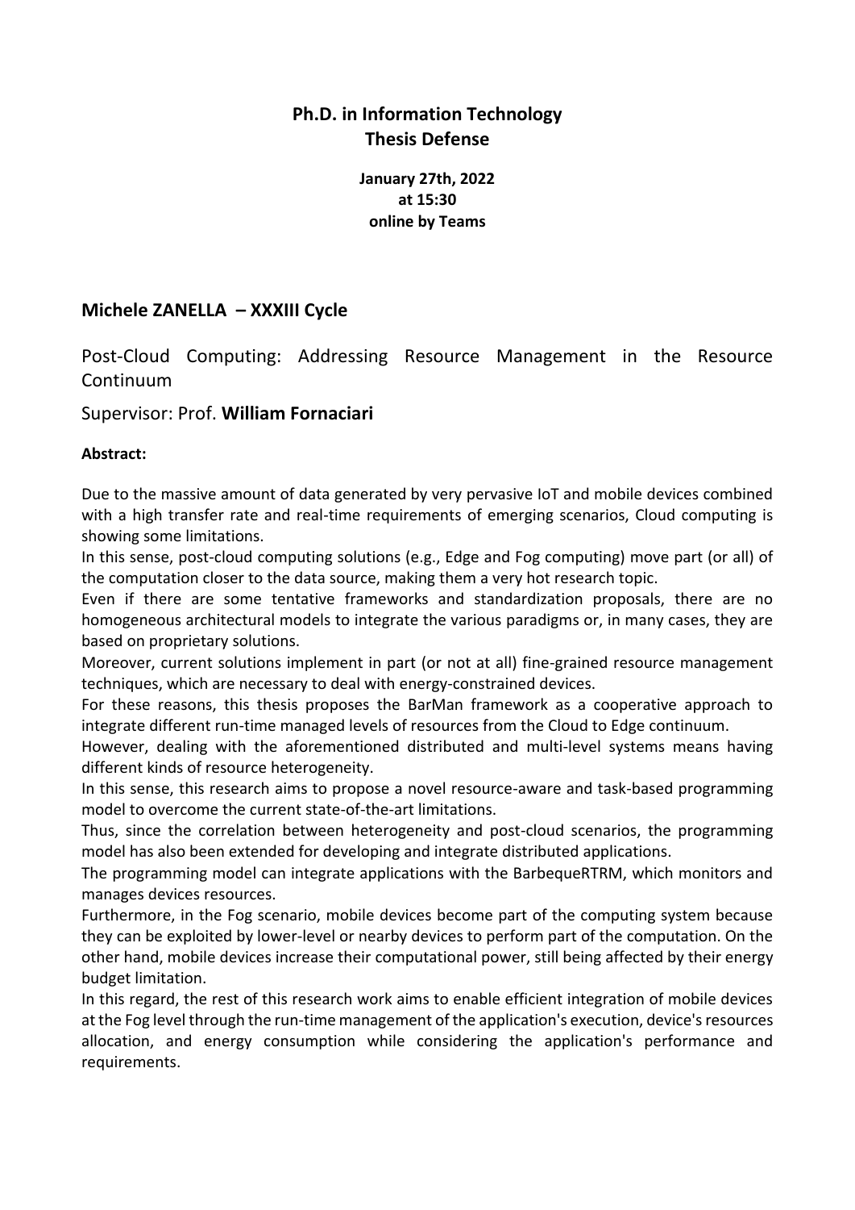# Ph.D. in Information Technology
# Thesis Defense

**January 27th, 2022**
**at 15:30**
**online by Teams**

## Michele ZANELLA – XXXIII Cycle

Post-Cloud Computing: Addressing Resource Management in the Resource Continuum

Supervisor: Prof. **William Fornaciari**

**Abstract:**

Due to the massive amount of data generated by very pervasive IoT and mobile devices combined with a high transfer rate and real-time requirements of emerging scenarios, Cloud computing is showing some limitations.

In this sense, post-cloud computing solutions (e.g., Edge and Fog computing) move part (or all) of the computation closer to the data source, making them a very hot research topic.

Even if there are some tentative frameworks and standardization proposals, there are no homogeneous architectural models to integrate the various paradigms or, in many cases, they are based on proprietary solutions.

Moreover, current solutions implement in part (or not at all) fine-grained resource management techniques, which are necessary to deal with energy-constrained devices.

For these reasons, this thesis proposes the BarMan framework as a cooperative approach to integrate different run-time managed levels of resources from the Cloud to Edge continuum.

However, dealing with the aforementioned distributed and multi-level systems means having different kinds of resource heterogeneity.

In this sense, this research aims to propose a novel resource-aware and task-based programming model to overcome the current state-of-the-art limitations.

Thus, since the correlation between heterogeneity and post-cloud scenarios, the programming model has also been extended for developing and integrate distributed applications.

The programming model can integrate applications with the BarbequeRTRM, which monitors and manages devices resources.

Furthermore, in the Fog scenario, mobile devices become part of the computing system because they can be exploited by lower-level or nearby devices to perform part of the computation. On the other hand, mobile devices increase their computational power, still being affected by their energy budget limitation.

In this regard, the rest of this research work aims to enable efficient integration of mobile devices at the Fog level through the run-time management of the application's execution, device's resources allocation, and energy consumption while considering the application's performance and requirements.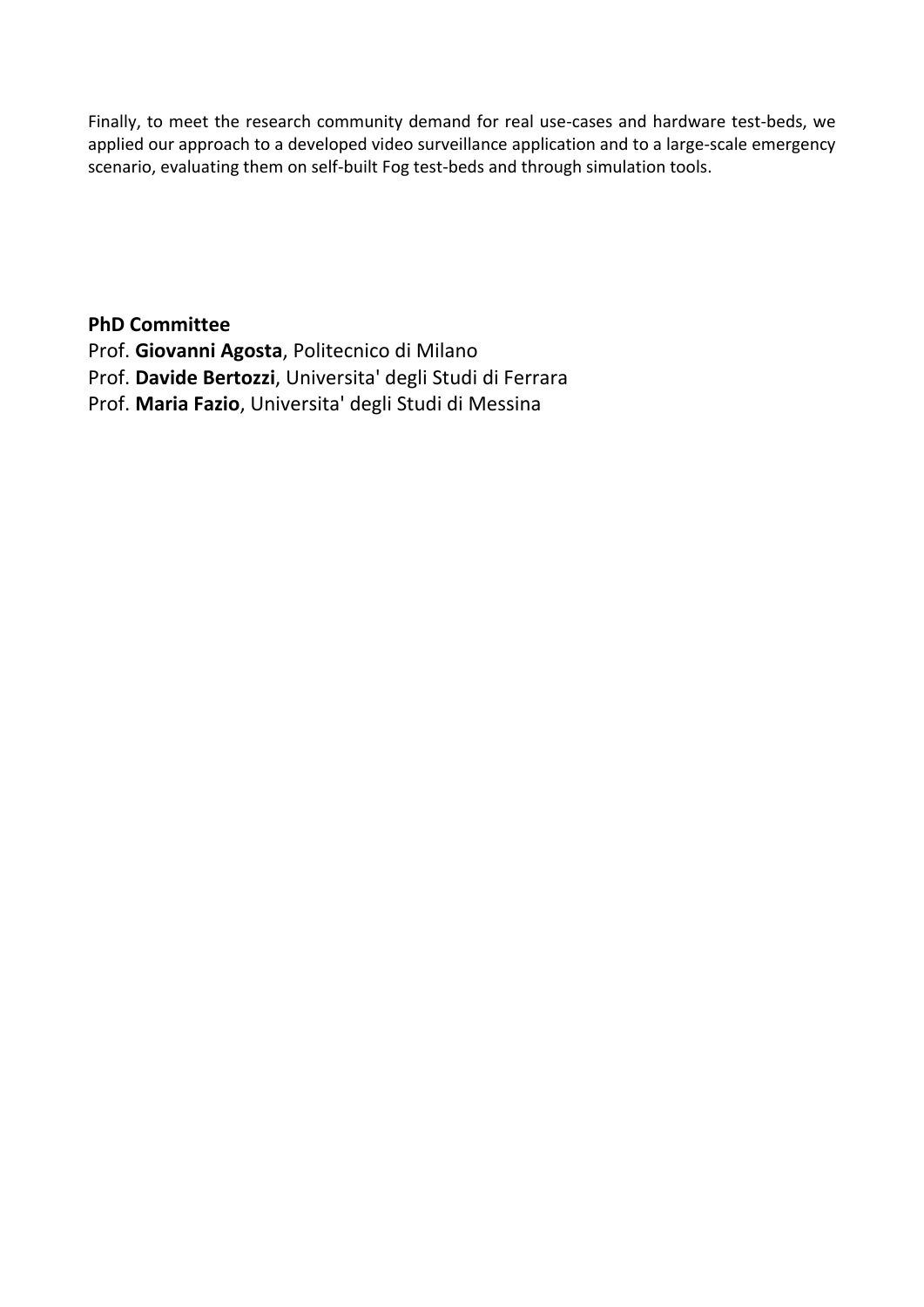Finally, to meet the research community demand for real use-cases and hardware test-beds, we applied our approach to a developed video surveillance application and to a large-scale emergency scenario, evaluating them on self-built Fog test-beds and through simulation tools.

**PhD Committee**

Prof. **Giovanni Agosta**, Politecnico di Milano
Prof. **Davide Bertozzi**, Universita' degli Studi di Ferrara
Prof. **Maria Fazio**, Universita' degli Studi di Messina